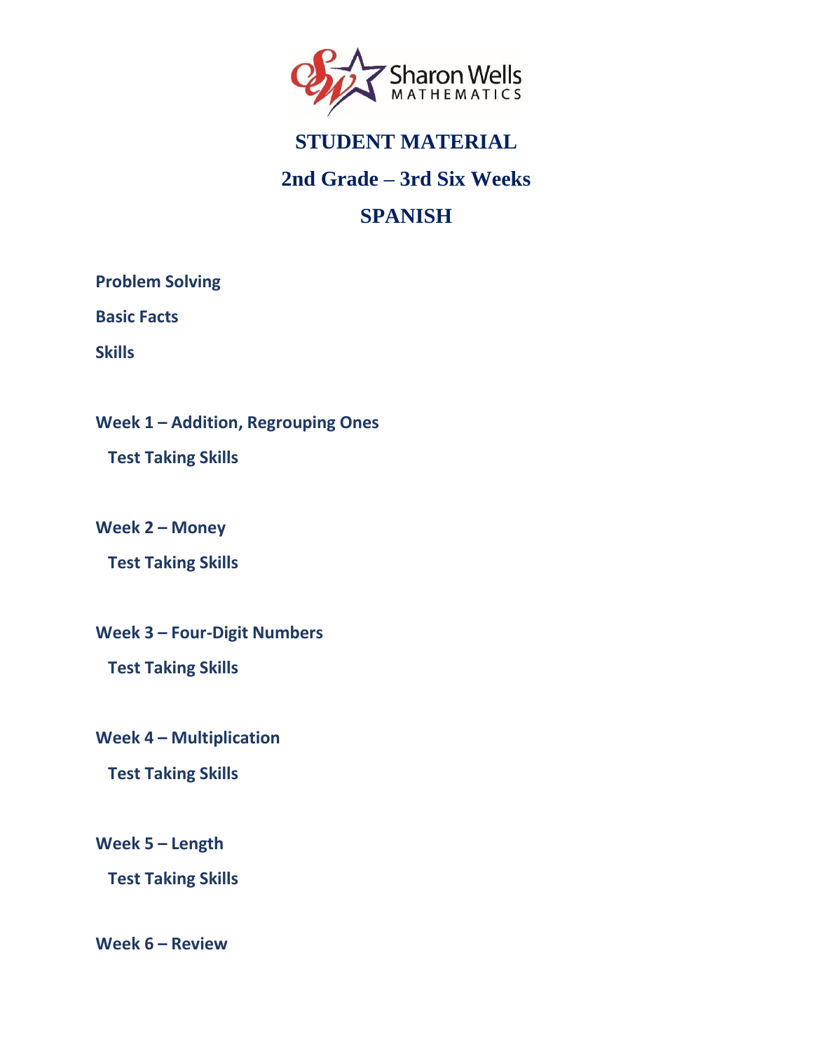Sharon Wells MATHEMATICS

# STUDENT MATERIAL

## 2nd Grade – 3rd Six Weeks

## SPANISH

**Problem Solving**

**Basic Facts**

**Skills**

**Week 1 – Addition, Regrouping Ones**

**Test Taking Skills**

**Week 2 – Money**

**Test Taking Skills**

**Week 3 – Four-Digit Numbers**

**Test Taking Skills**

**Week 4 – Multiplication**

**Test Taking Skills**

**Week 5 – Length**

**Test Taking Skills**

**Week 6 – Review**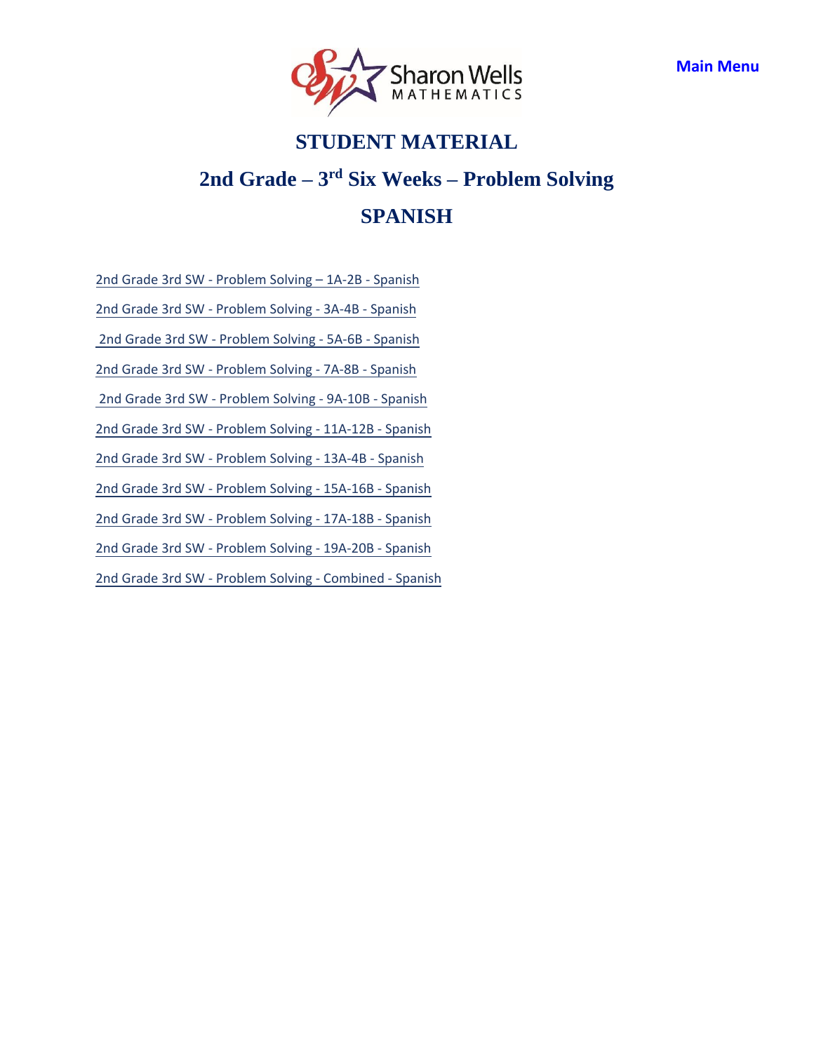Main Menu

# STUDENT MATERIAL

## 2nd Grade – 3rd Six Weeks – Problem Solving

## SPANISH

2nd Grade 3rd SW - Problem Solving – 1A-2B - Spanish

2nd Grade 3rd SW - Problem Solving - 3A-4B - Spanish

2nd Grade 3rd SW - Problem Solving - 5A-6B - Spanish

2nd Grade 3rd SW - Problem Solving - 7A-8B - Spanish

2nd Grade 3rd SW - Problem Solving - 9A-10B - Spanish

2nd Grade 3rd SW - Problem Solving - 11A-12B - Spanish

2nd Grade 3rd SW - Problem Solving - 13A-4B - Spanish

2nd Grade 3rd SW - Problem Solving - 15A-16B - Spanish

2nd Grade 3rd SW - Problem Solving - 17A-18B - Spanish

2nd Grade 3rd SW - Problem Solving - 19A-20B - Spanish

2nd Grade 3rd SW - Problem Solving - Combined - Spanish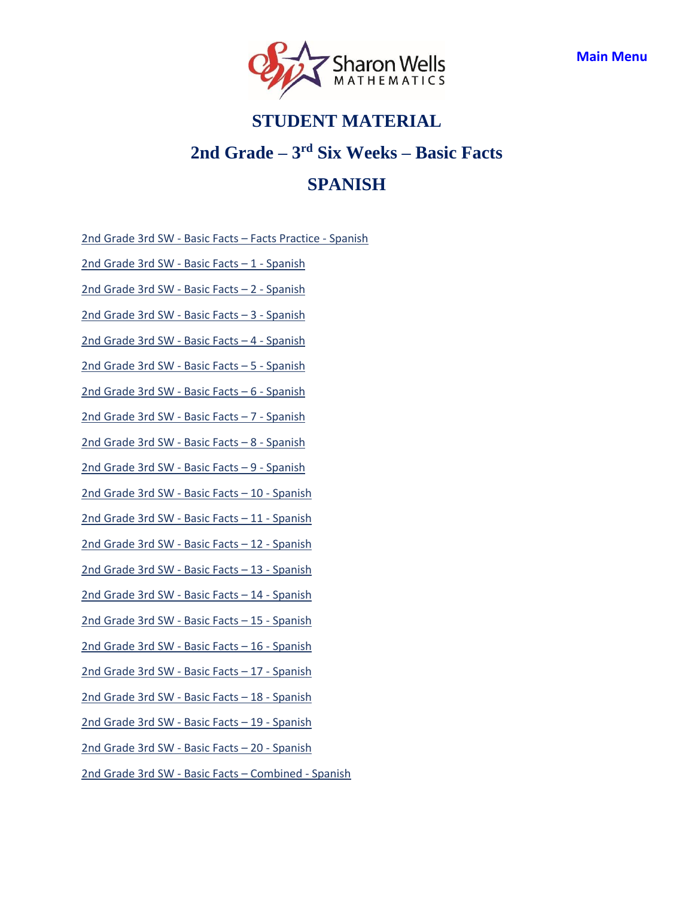Main Menu

# STUDENT MATERIAL

## 2nd Grade – 3rd Six Weeks – Basic Facts

## SPANISH

2nd Grade 3rd SW - Basic Facts – Facts Practice - Spanish

2nd Grade 3rd SW - Basic Facts – 1 - Spanish

2nd Grade 3rd SW - Basic Facts – 2 - Spanish

2nd Grade 3rd SW - Basic Facts – 3 - Spanish

2nd Grade 3rd SW - Basic Facts – 4 - Spanish

2nd Grade 3rd SW - Basic Facts – 5 - Spanish

2nd Grade 3rd SW - Basic Facts – 6 - Spanish

2nd Grade 3rd SW - Basic Facts – 7 - Spanish

2nd Grade 3rd SW - Basic Facts – 8 - Spanish

2nd Grade 3rd SW - Basic Facts – 9 - Spanish

2nd Grade 3rd SW - Basic Facts – 10 - Spanish

2nd Grade 3rd SW - Basic Facts – 11 - Spanish

2nd Grade 3rd SW - Basic Facts – 12 - Spanish

2nd Grade 3rd SW - Basic Facts – 13 - Spanish

2nd Grade 3rd SW - Basic Facts – 14 - Spanish

2nd Grade 3rd SW - Basic Facts – 15 - Spanish

2nd Grade 3rd SW - Basic Facts – 16 - Spanish

2nd Grade 3rd SW - Basic Facts – 17 - Spanish

2nd Grade 3rd SW - Basic Facts – 18 - Spanish

2nd Grade 3rd SW - Basic Facts – 19 - Spanish

2nd Grade 3rd SW - Basic Facts – 20 - Spanish

2nd Grade 3rd SW - Basic Facts – Combined - Spanish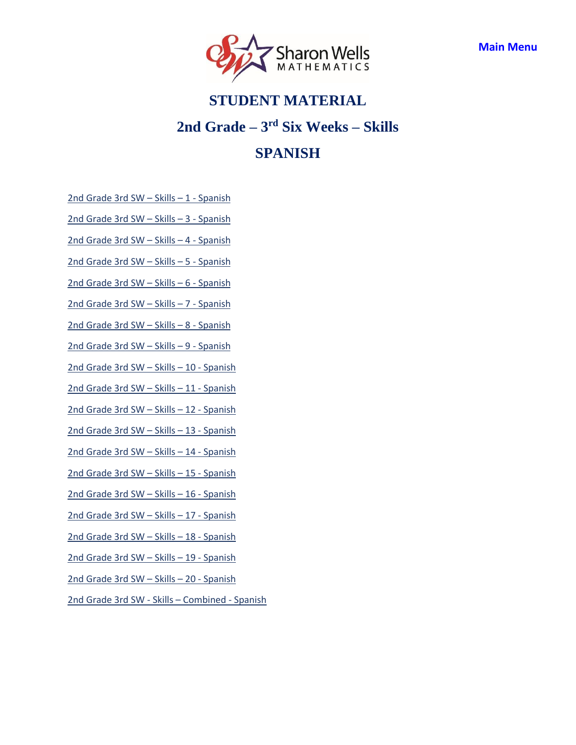Main Menu

# STUDENT MATERIAL

## 2nd Grade – 3rd Six Weeks – Skills

## SPANISH

2nd Grade 3rd SW – Skills – 1 - Spanish

2nd Grade 3rd SW – Skills – 3 - Spanish

2nd Grade 3rd SW – Skills – 4 - Spanish

2nd Grade 3rd SW – Skills – 5 - Spanish

2nd Grade 3rd SW – Skills – 6 - Spanish

2nd Grade 3rd SW – Skills – 7 - Spanish

2nd Grade 3rd SW – Skills – 8 - Spanish

2nd Grade 3rd SW – Skills – 9 - Spanish

2nd Grade 3rd SW – Skills – 10 - Spanish

2nd Grade 3rd SW – Skills – 11 - Spanish

2nd Grade 3rd SW – Skills – 12 - Spanish

2nd Grade 3rd SW – Skills – 13 - Spanish

2nd Grade 3rd SW – Skills – 14 - Spanish

2nd Grade 3rd SW – Skills – 15 - Spanish

2nd Grade 3rd SW – Skills – 16 - Spanish

2nd Grade 3rd SW – Skills – 17 - Spanish

2nd Grade 3rd SW – Skills – 18 - Spanish

2nd Grade 3rd SW – Skills – 19 - Spanish

2nd Grade 3rd SW – Skills – 20 - Spanish

2nd Grade 3rd SW - Skills – Combined - Spanish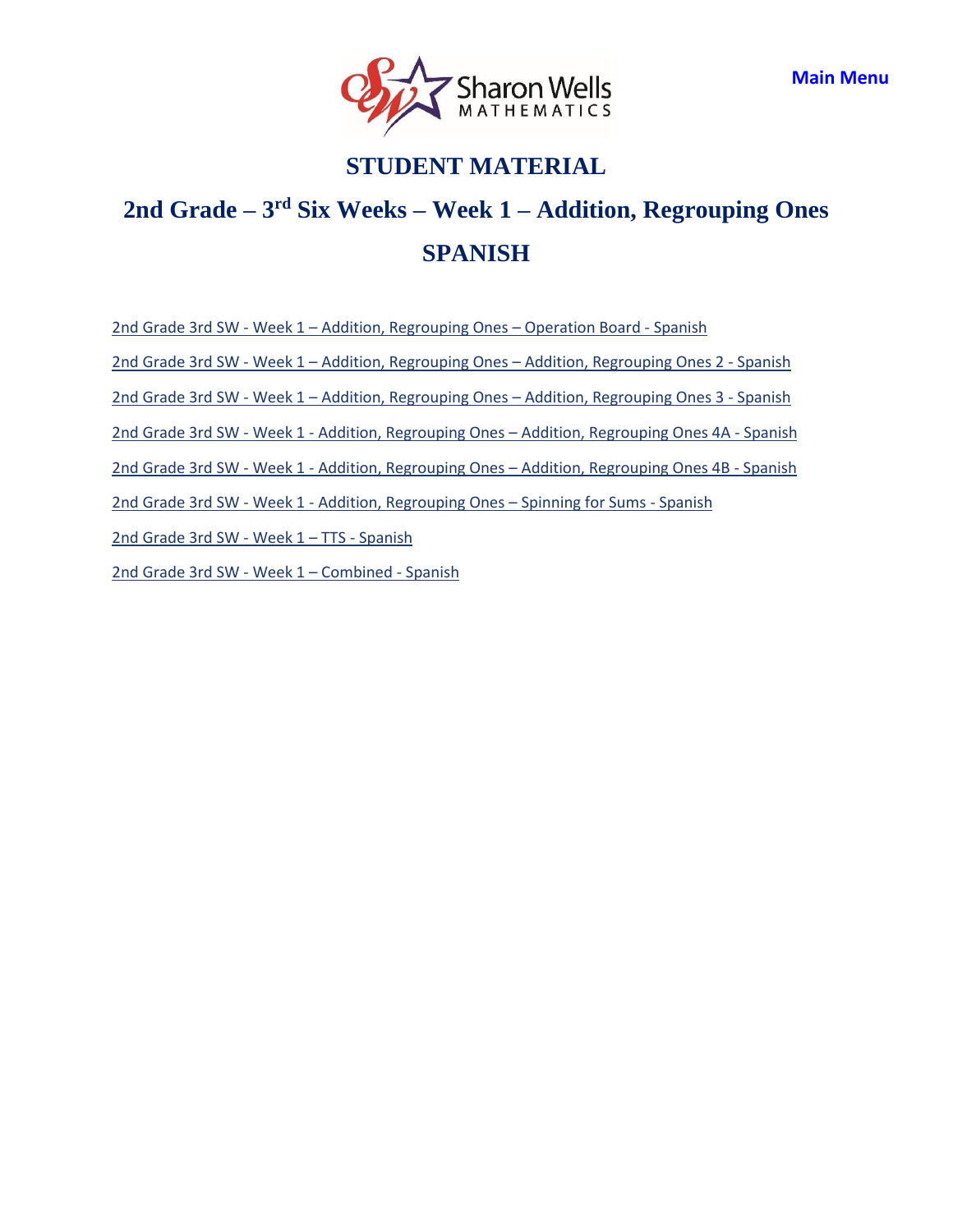Main Menu

# STUDENT MATERIAL

## 2nd Grade – 3rd Six Weeks – Week 1 – Addition, Regrouping Ones

## SPANISH

2nd Grade 3rd SW - Week 1 – Addition, Regrouping Ones – Operation Board - Spanish

2nd Grade 3rd SW - Week 1 – Addition, Regrouping Ones – Addition, Regrouping Ones 2 - Spanish

2nd Grade 3rd SW - Week 1 – Addition, Regrouping Ones – Addition, Regrouping Ones 3 - Spanish

2nd Grade 3rd SW - Week 1 - Addition, Regrouping Ones – Addition, Regrouping Ones 4A - Spanish

2nd Grade 3rd SW - Week 1 - Addition, Regrouping Ones – Addition, Regrouping Ones 4B - Spanish

2nd Grade 3rd SW - Week 1 - Addition, Regrouping Ones – Spinning for Sums - Spanish

2nd Grade 3rd SW - Week 1 – TTS - Spanish

2nd Grade 3rd SW - Week 1 – Combined - Spanish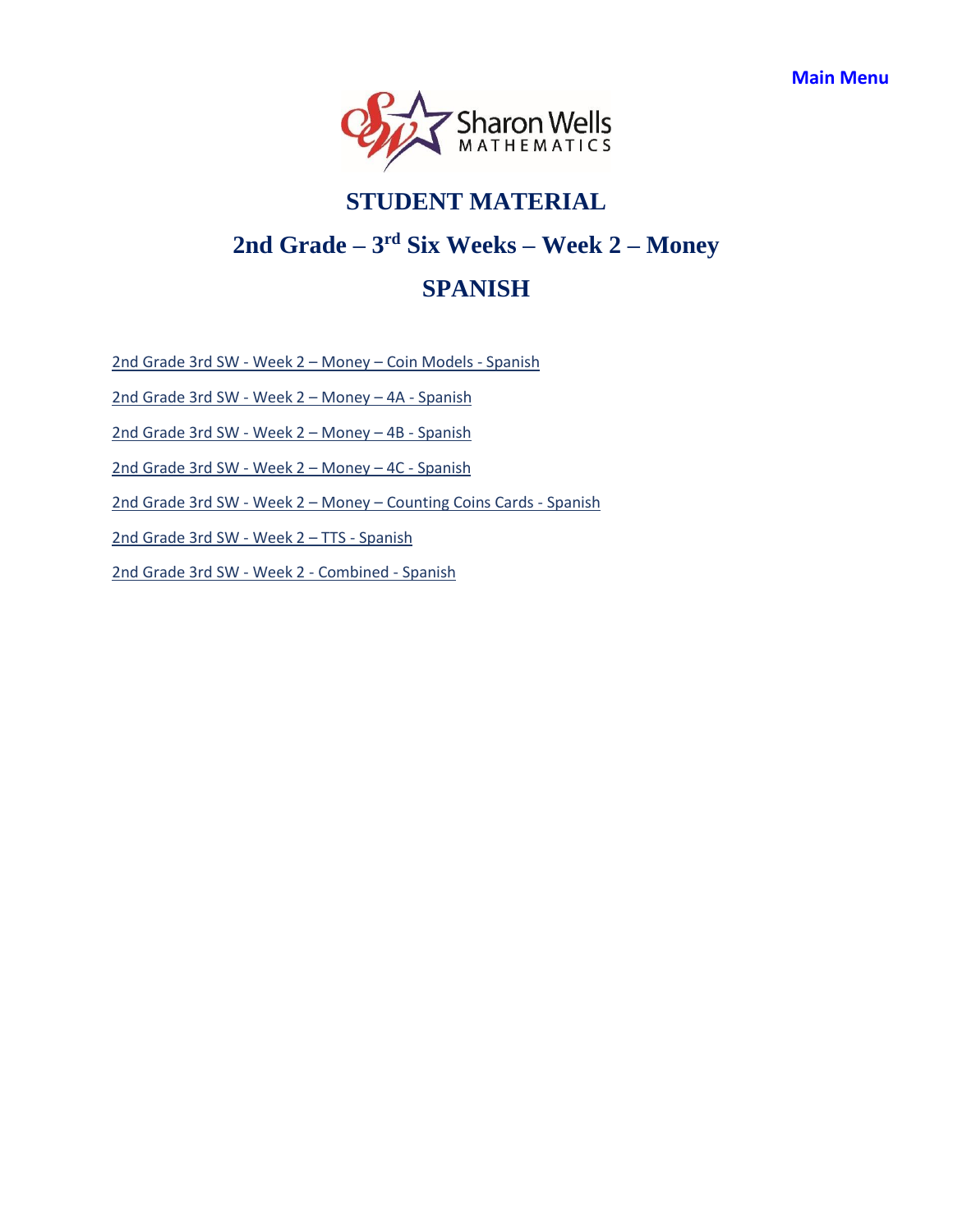Main Menu

# STUDENT MATERIAL

## 2nd Grade – 3rd Six Weeks – Week 2 – Money

## SPANISH

2nd Grade 3rd SW - Week 2 – Money – Coin Models - Spanish

2nd Grade 3rd SW - Week 2 – Money – 4A - Spanish

2nd Grade 3rd SW - Week 2 – Money – 4B - Spanish

2nd Grade 3rd SW - Week 2 – Money – 4C - Spanish

2nd Grade 3rd SW - Week 2 – Money – Counting Coins Cards - Spanish

2nd Grade 3rd SW - Week 2 – TTS - Spanish

2nd Grade 3rd SW - Week 2 - Combined - Spanish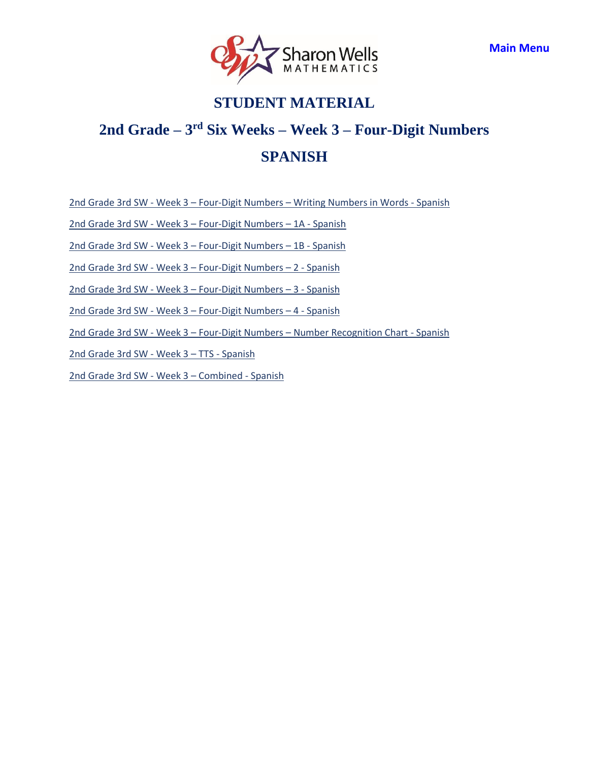Main Menu

# STUDENT MATERIAL

# 2nd Grade – 3rd Six Weeks – Week 3 – Four-Digit Numbers

# SPANISH

2nd Grade 3rd SW - Week 3 – Four-Digit Numbers – Writing Numbers in Words - Spanish

2nd Grade 3rd SW - Week 3 – Four-Digit Numbers – 1A - Spanish

2nd Grade 3rd SW - Week 3 – Four-Digit Numbers – 1B - Spanish

2nd Grade 3rd SW - Week 3 – Four-Digit Numbers – 2 - Spanish

2nd Grade 3rd SW - Week 3 – Four-Digit Numbers – 3 - Spanish

2nd Grade 3rd SW - Week 3 – Four-Digit Numbers – 4 - Spanish

2nd Grade 3rd SW - Week 3 – Four-Digit Numbers – Number Recognition Chart - Spanish

2nd Grade 3rd SW - Week 3 – TTS - Spanish

2nd Grade 3rd SW - Week 3 – Combined - Spanish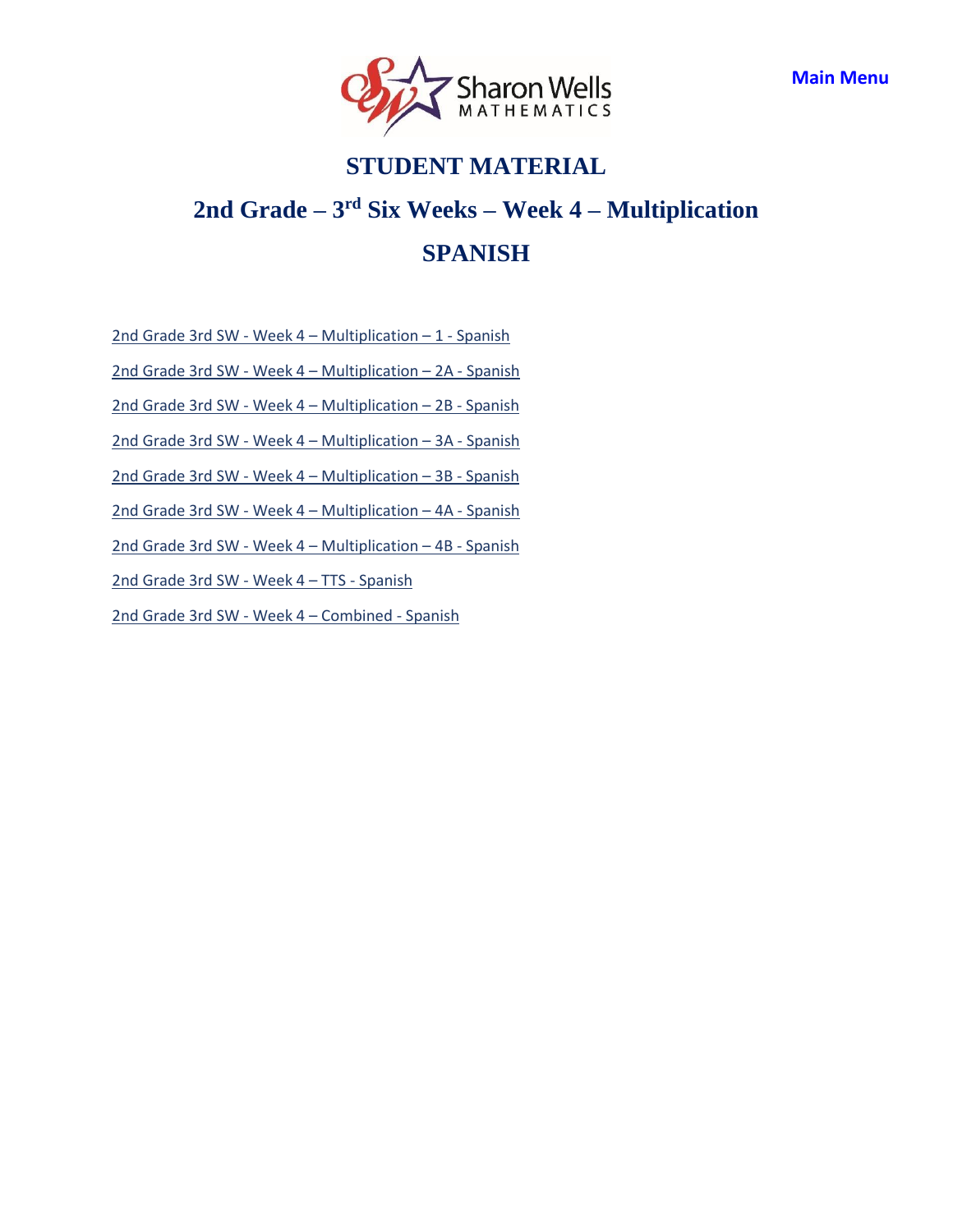Main Menu

# STUDENT MATERIAL

# 2nd Grade – 3rd Six Weeks – Week 4 – Multiplication

# SPANISH

2nd Grade 3rd SW - Week 4 – Multiplication – 1 - Spanish

2nd Grade 3rd SW - Week 4 – Multiplication – 2A - Spanish

2nd Grade 3rd SW - Week 4 – Multiplication – 2B - Spanish

2nd Grade 3rd SW - Week 4 – Multiplication – 3A - Spanish

2nd Grade 3rd SW - Week 4 – Multiplication – 3B - Spanish

2nd Grade 3rd SW - Week 4 – Multiplication – 4A - Spanish

2nd Grade 3rd SW - Week 4 – Multiplication – 4B - Spanish

2nd Grade 3rd SW - Week 4 – TTS - Spanish

2nd Grade 3rd SW - Week 4 – Combined - Spanish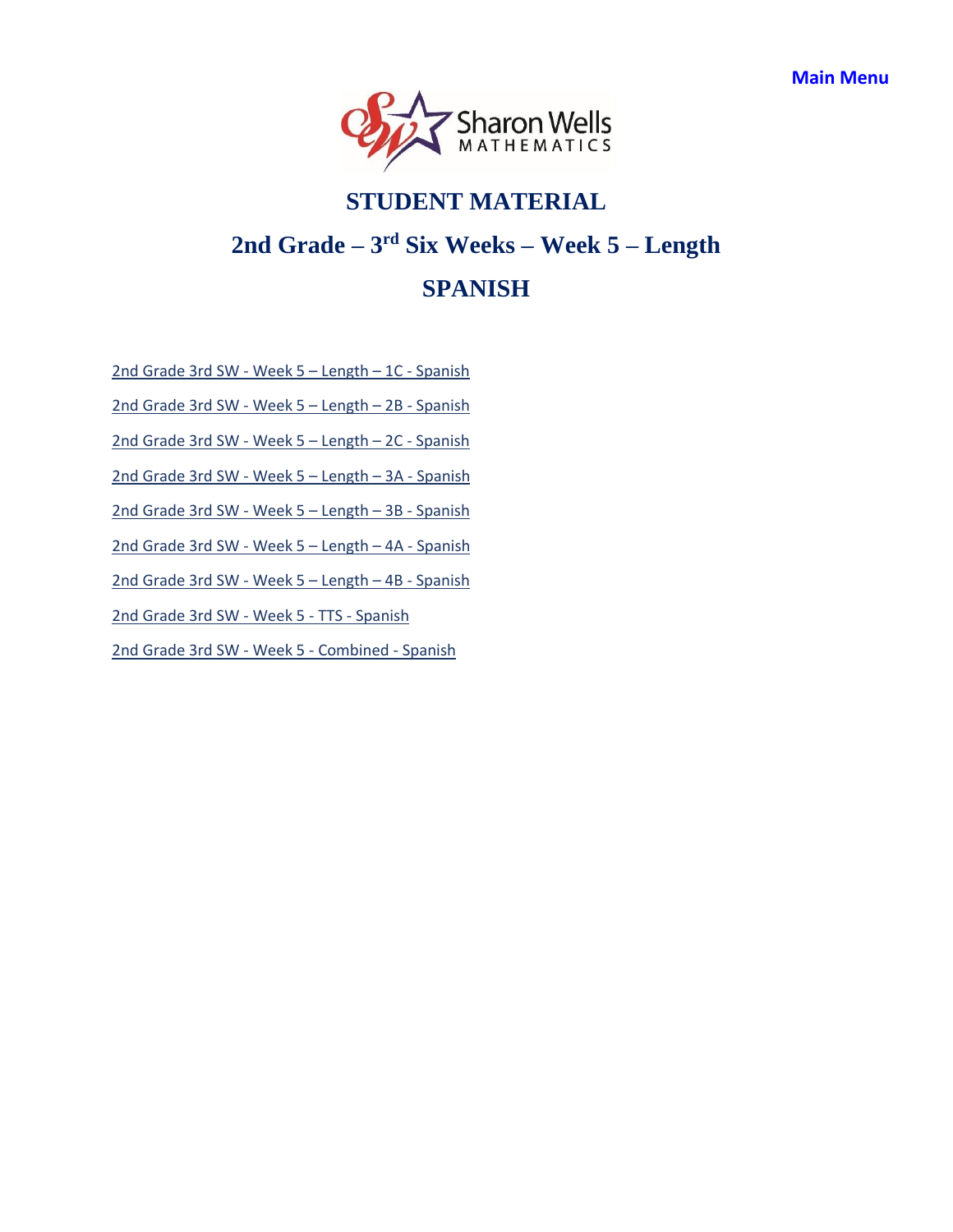Main Menu

Sharon Wells MATHEMATICS

# STUDENT MATERIAL

## 2nd Grade – 3rd Six Weeks – Week 5 – Length

## SPANISH

2nd Grade 3rd SW - Week 5 – Length – 1C - Spanish

2nd Grade 3rd SW - Week 5 – Length – 2B - Spanish

2nd Grade 3rd SW - Week 5 – Length – 2C - Spanish

2nd Grade 3rd SW - Week 5 – Length – 3A - Spanish

2nd Grade 3rd SW - Week 5 – Length – 3B - Spanish

2nd Grade 3rd SW - Week 5 – Length – 4A - Spanish

2nd Grade 3rd SW - Week 5 – Length – 4B - Spanish

2nd Grade 3rd SW - Week 5 - TTS - Spanish

2nd Grade 3rd SW - Week 5 - Combined - Spanish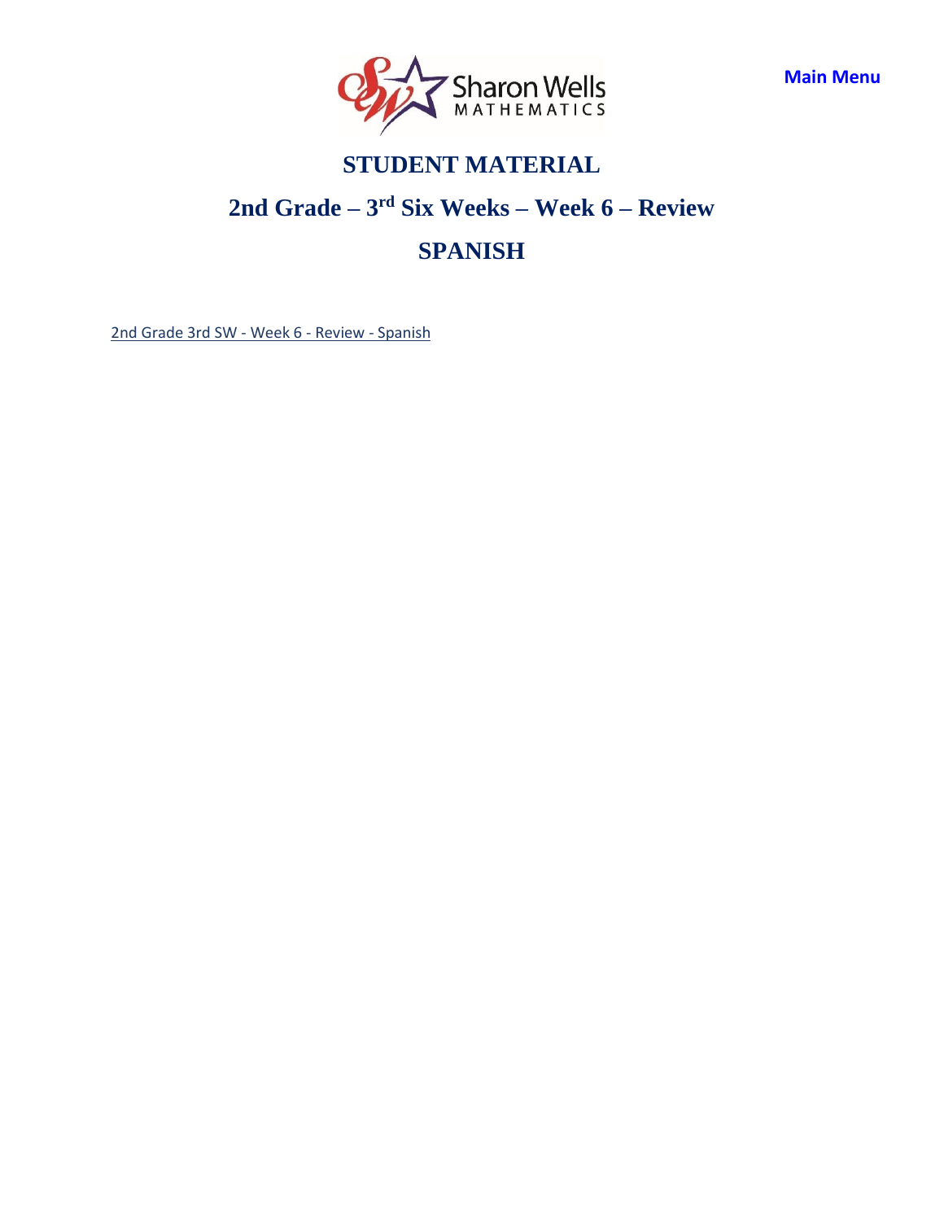Main Menu

# STUDENT MATERIAL

# 2nd Grade – 3rd Six Weeks – Week 6 – Review

# SPANISH

2nd Grade 3rd SW - Week 6 - Review - Spanish